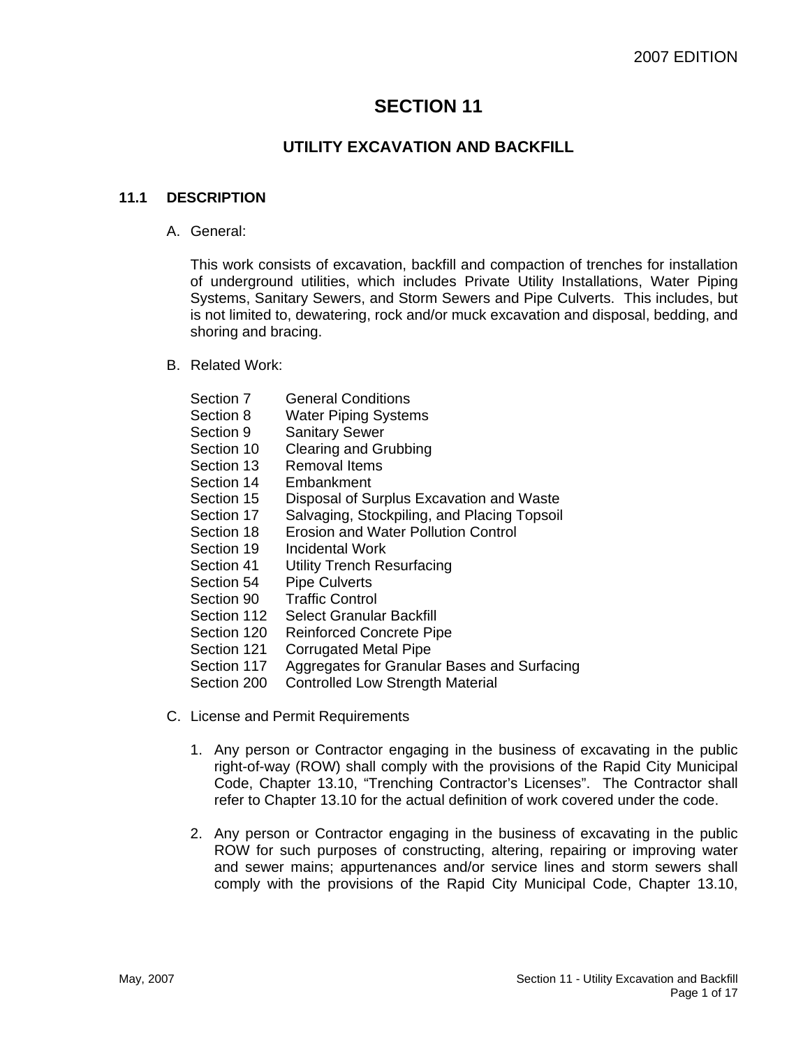# SECTION 11

## UTILITY EXCAVATION AND BACKFILL

### 11.1 DESCRIPTION

A. General:

This work consists of excavation, backfill and compaction of trenches for installation of underground utilities, which includes Private Utility Installations, Water Piping Systems, Sanitary Sewers, and Storm Sewers and Pipe Culverts. This includes, but is not limited to, dewatering, rock and/or muck excavation and disposal, bedding, and shoring and bracing.

B. Related Work:

| | |
|---|---|
| Section 7 | General Conditions |
| Section 8 | Water Piping Systems |
| Section 9 | Sanitary Sewer |
| Section 10 | Clearing and Grubbing |
| Section 13 | Removal Items |
| Section 14 | Embankment |
| Section 15 | Disposal of Surplus Excavation and Waste |
| Section 17 | Salvaging, Stockpiling, and Placing Topsoil |
| Section 18 | Erosion and Water Pollution Control |
| Section 19 | Incidental Work |
| Section 41 | Utility Trench Resurfacing |
| Section 54 | Pipe Culverts |
| Section 90 | Traffic Control |
| Section 112 | Select Granular Backfill |
| Section 120 | Reinforced Concrete Pipe |
| Section 121 | Corrugated Metal Pipe |
| Section 117 | Aggregates for Granular Bases and Surfacing |
| Section 200 | Controlled Low Strength Material |

C. License and Permit Requirements

1. Any person or Contractor engaging in the business of excavating in the public right-of-way (ROW) shall comply with the provisions of the Rapid City Municipal Code, Chapter 13.10, "Trenching Contractor's Licenses". The Contractor shall refer to Chapter 13.10 for the actual definition of work covered under the code.

2. Any person or Contractor engaging in the business of excavating in the public ROW for such purposes of constructing, altering, repairing or improving water and sewer mains; appurtenances and/or service lines and storm sewers shall comply with the provisions of the Rapid City Municipal Code, Chapter 13.10,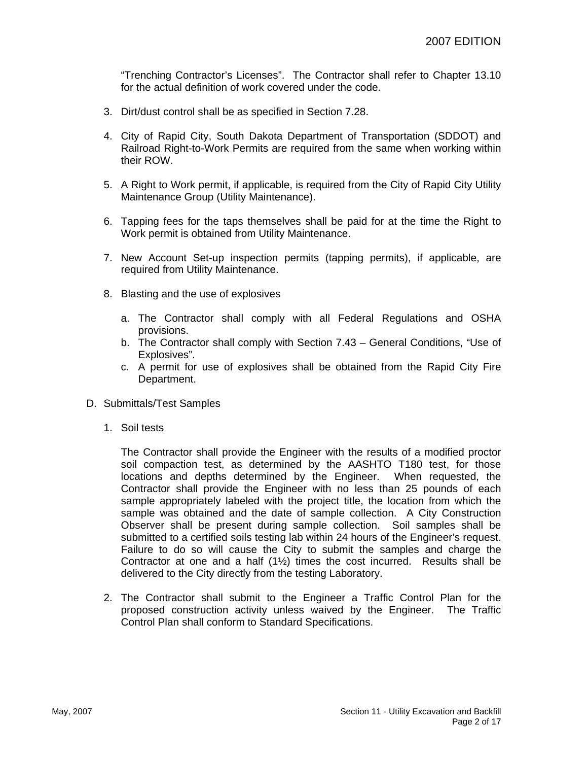"Trenching Contractor's Licenses". The Contractor shall refer to Chapter 13.10 for the actual definition of work covered under the code.

3. Dirt/dust control shall be as specified in Section 7.28.

4. City of Rapid City, South Dakota Department of Transportation (SDDOT) and Railroad Right-to-Work Permits are required from the same when working within their ROW.

5. A Right to Work permit, if applicable, is required from the City of Rapid City Utility Maintenance Group (Utility Maintenance).

6. Tapping fees for the taps themselves shall be paid for at the time the Right to Work permit is obtained from Utility Maintenance.

7. New Account Set-up inspection permits (tapping permits), if applicable, are required from Utility Maintenance.

8. Blasting and the use of explosives

   a. The Contractor shall comply with all Federal Regulations and OSHA provisions.
   b. The Contractor shall comply with Section 7.43 – General Conditions, "Use of Explosives".
   c. A permit for use of explosives shall be obtained from the Rapid City Fire Department.

D. Submittals/Test Samples

1. Soil tests

   The Contractor shall provide the Engineer with the results of a modified proctor soil compaction test, as determined by the AASHTO T180 test, for those locations and depths determined by the Engineer. When requested, the Contractor shall provide the Engineer with no less than 25 pounds of each sample appropriately labeled with the project title, the location from which the sample was obtained and the date of sample collection. A City Construction Observer shall be present during sample collection. Soil samples shall be submitted to a certified soils testing lab within 24 hours of the Engineer's request. Failure to do so will cause the City to submit the samples and charge the Contractor at one and a half (1½) times the cost incurred. Results shall be delivered to the City directly from the testing Laboratory.

2. The Contractor shall submit to the Engineer a Traffic Control Plan for the proposed construction activity unless waived by the Engineer. The Traffic Control Plan shall conform to Standard Specifications.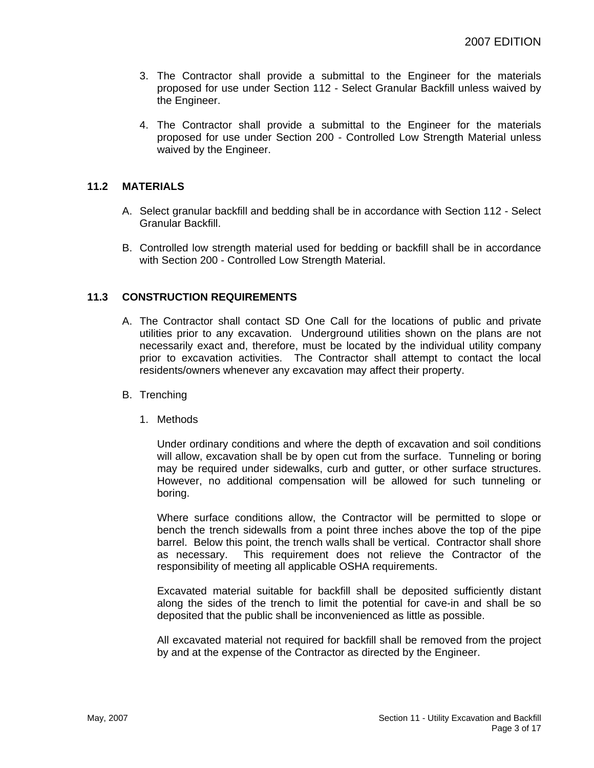3. The Contractor shall provide a submittal to the Engineer for the materials proposed for use under Section 112 - Select Granular Backfill unless waived by the Engineer.

4. The Contractor shall provide a submittal to the Engineer for the materials proposed for use under Section 200 - Controlled Low Strength Material unless waived by the Engineer.

## 11.2 MATERIALS

A. Select granular backfill and bedding shall be in accordance with Section 112 - Select Granular Backfill.

B. Controlled low strength material used for bedding or backfill shall be in accordance with Section 200 - Controlled Low Strength Material.

## 11.3 CONSTRUCTION REQUIREMENTS

A. The Contractor shall contact SD One Call for the locations of public and private utilities prior to any excavation. Underground utilities shown on the plans are not necessarily exact and, therefore, must be located by the individual utility company prior to excavation activities. The Contractor shall attempt to contact the local residents/owners whenever any excavation may affect their property.

B. Trenching

1. Methods

   Under ordinary conditions and where the depth of excavation and soil conditions will allow, excavation shall be by open cut from the surface. Tunneling or boring may be required under sidewalks, curb and gutter, or other surface structures. However, no additional compensation will be allowed for such tunneling or boring.

   Where surface conditions allow, the Contractor will be permitted to slope or bench the trench sidewalls from a point three inches above the top of the pipe barrel. Below this point, the trench walls shall be vertical. Contractor shall shore as necessary. This requirement does not relieve the Contractor of the responsibility of meeting all applicable OSHA requirements.

   Excavated material suitable for backfill shall be deposited sufficiently distant along the sides of the trench to limit the potential for cave-in and shall be so deposited that the public shall be inconvenienced as little as possible.

   All excavated material not required for backfill shall be removed from the project by and at the expense of the Contractor as directed by the Engineer.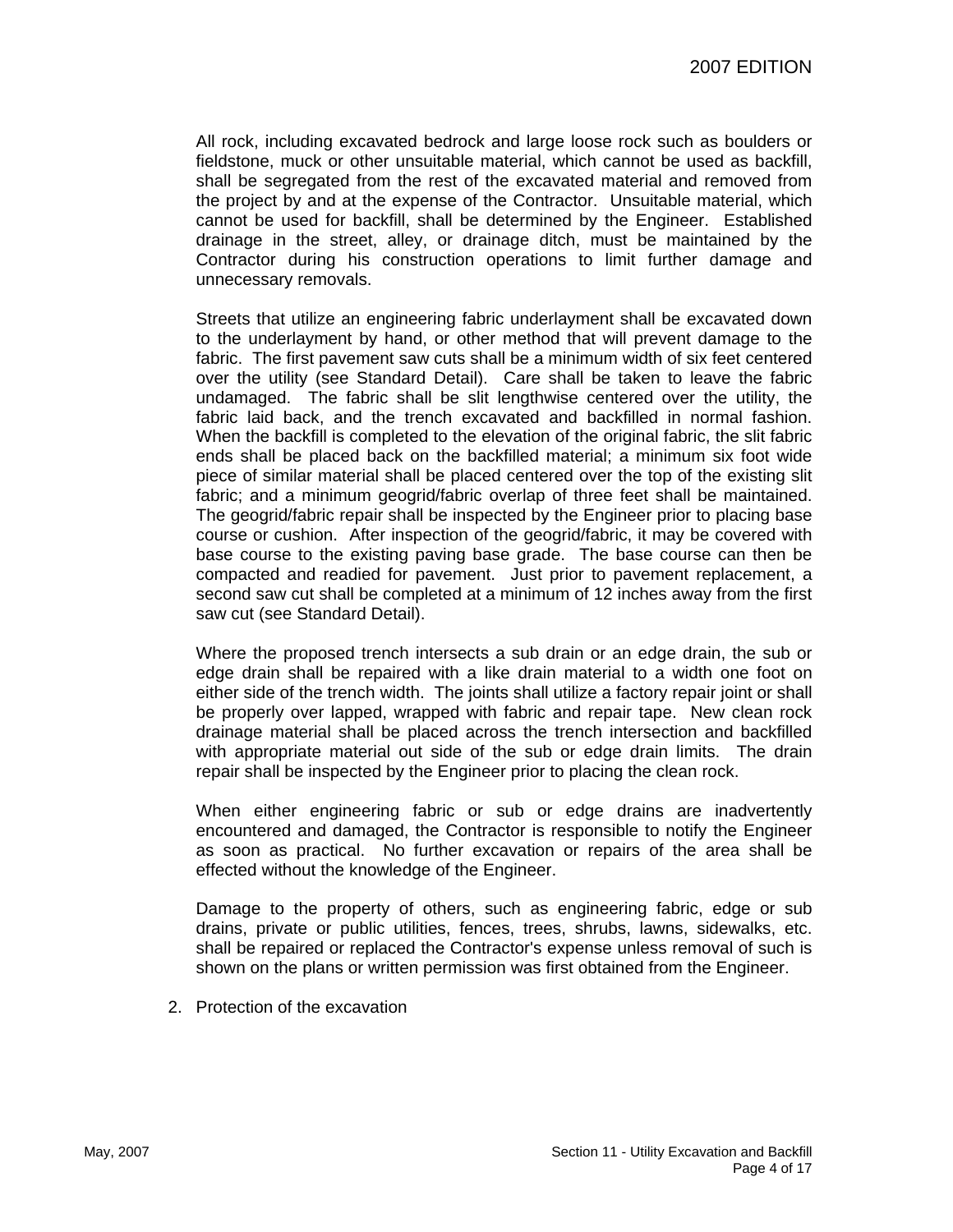All rock, including excavated bedrock and large loose rock such as boulders or fieldstone, muck or other unsuitable material, which cannot be used as backfill, shall be segregated from the rest of the excavated material and removed from the project by and at the expense of the Contractor. Unsuitable material, which cannot be used for backfill, shall be determined by the Engineer. Established drainage in the street, alley, or drainage ditch, must be maintained by the Contractor during his construction operations to limit further damage and unnecessary removals.

Streets that utilize an engineering fabric underlayment shall be excavated down to the underlayment by hand, or other method that will prevent damage to the fabric. The first pavement saw cuts shall be a minimum width of six feet centered over the utility (see Standard Detail). Care shall be taken to leave the fabric undamaged. The fabric shall be slit lengthwise centered over the utility, the fabric laid back, and the trench excavated and backfilled in normal fashion. When the backfill is completed to the elevation of the original fabric, the slit fabric ends shall be placed back on the backfilled material; a minimum six foot wide piece of similar material shall be placed centered over the top of the existing slit fabric; and a minimum geogrid/fabric overlap of three feet shall be maintained. The geogrid/fabric repair shall be inspected by the Engineer prior to placing base course or cushion. After inspection of the geogrid/fabric, it may be covered with base course to the existing paving base grade. The base course can then be compacted and readied for pavement. Just prior to pavement replacement, a second saw cut shall be completed at a minimum of 12 inches away from the first saw cut (see Standard Detail).

Where the proposed trench intersects a sub drain or an edge drain, the sub or edge drain shall be repaired with a like drain material to a width one foot on either side of the trench width. The joints shall utilize a factory repair joint or shall be properly over lapped, wrapped with fabric and repair tape. New clean rock drainage material shall be placed across the trench intersection and backfilled with appropriate material out side of the sub or edge drain limits. The drain repair shall be inspected by the Engineer prior to placing the clean rock.

When either engineering fabric or sub or edge drains are inadvertently encountered and damaged, the Contractor is responsible to notify the Engineer as soon as practical. No further excavation or repairs of the area shall be effected without the knowledge of the Engineer.

Damage to the property of others, such as engineering fabric, edge or sub drains, private or public utilities, fences, trees, shrubs, lawns, sidewalks, etc. shall be repaired or replaced the Contractor's expense unless removal of such is shown on the plans or written permission was first obtained from the Engineer.

2. Protection of the excavation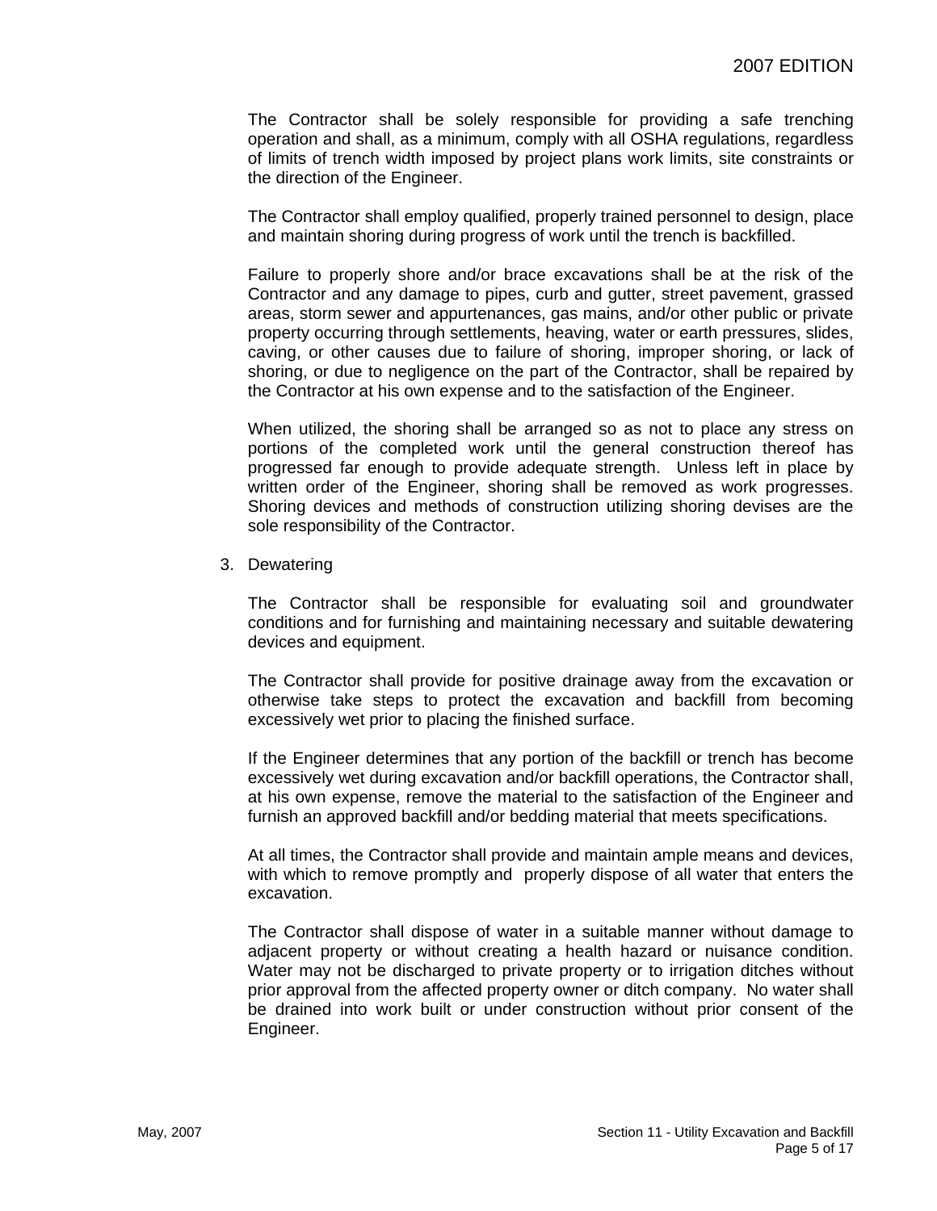The Contractor shall be solely responsible for providing a safe trenching operation and shall, as a minimum, comply with all OSHA regulations, regardless of limits of trench width imposed by project plans work limits, site constraints or the direction of the Engineer.

The Contractor shall employ qualified, properly trained personnel to design, place and maintain shoring during progress of work until the trench is backfilled.

Failure to properly shore and/or brace excavations shall be at the risk of the Contractor and any damage to pipes, curb and gutter, street pavement, grassed areas, storm sewer and appurtenances, gas mains, and/or other public or private property occurring through settlements, heaving, water or earth pressures, slides, caving, or other causes due to failure of shoring, improper shoring, or lack of shoring, or due to negligence on the part of the Contractor, shall be repaired by the Contractor at his own expense and to the satisfaction of the Engineer.

When utilized, the shoring shall be arranged so as not to place any stress on portions of the completed work until the general construction thereof has progressed far enough to provide adequate strength. Unless left in place by written order of the Engineer, shoring shall be removed as work progresses. Shoring devices and methods of construction utilizing shoring devises are the sole responsibility of the Contractor.

3. Dewatering

   The Contractor shall be responsible for evaluating soil and groundwater conditions and for furnishing and maintaining necessary and suitable dewatering devices and equipment.

   The Contractor shall provide for positive drainage away from the excavation or otherwise take steps to protect the excavation and backfill from becoming excessively wet prior to placing the finished surface.

   If the Engineer determines that any portion of the backfill or trench has become excessively wet during excavation and/or backfill operations, the Contractor shall, at his own expense, remove the material to the satisfaction of the Engineer and furnish an approved backfill and/or bedding material that meets specifications.

   At all times, the Contractor shall provide and maintain ample means and devices, with which to remove promptly and properly dispose of all water that enters the excavation.

   The Contractor shall dispose of water in a suitable manner without damage to adjacent property or without creating a health hazard or nuisance condition. Water may not be discharged to private property or to irrigation ditches without prior approval from the affected property owner or ditch company. No water shall be drained into work built or under construction without prior consent of the Engineer.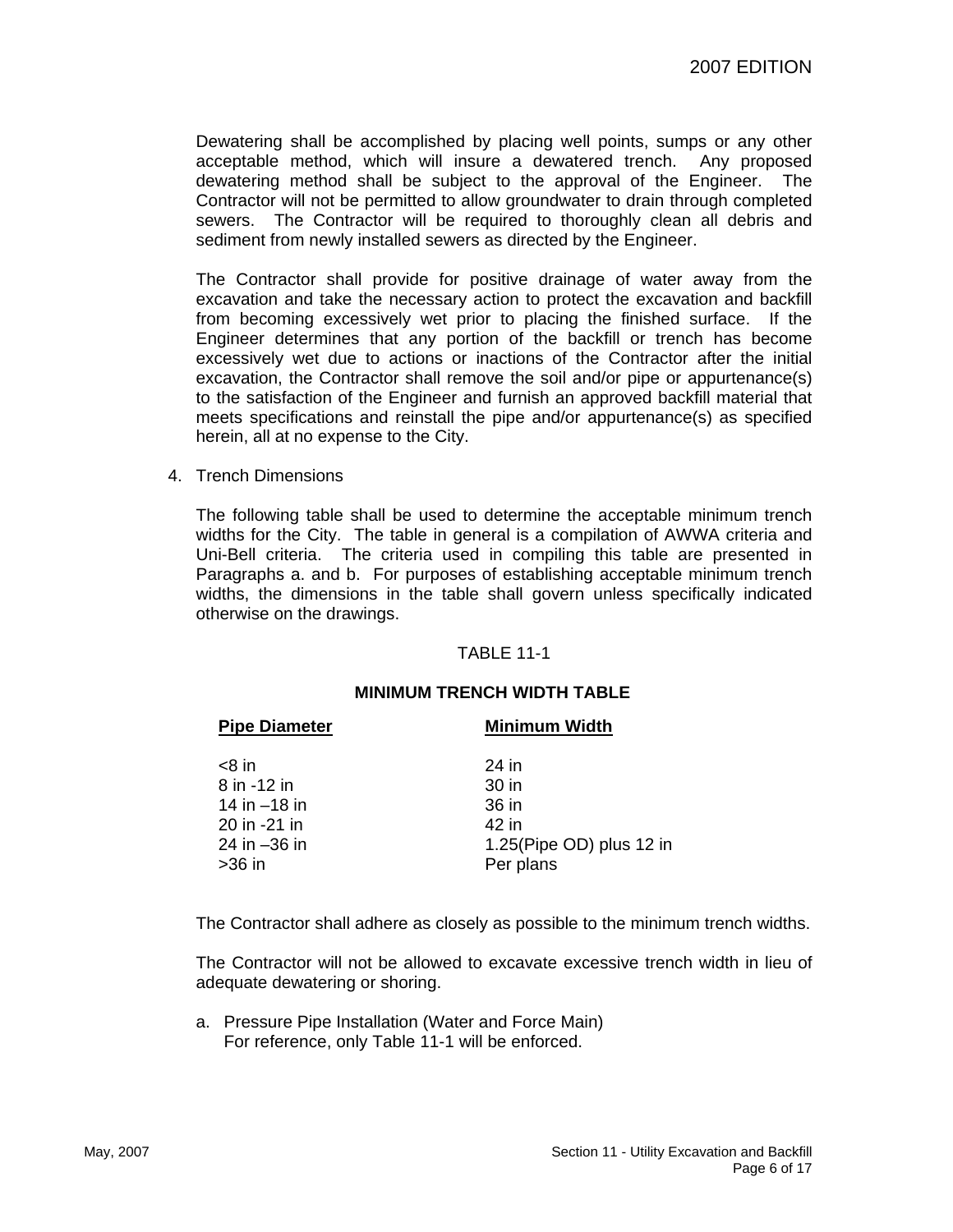Dewatering shall be accomplished by placing well points, sumps or any other acceptable method, which will insure a dewatered trench. Any proposed dewatering method shall be subject to the approval of the Engineer. The Contractor will not be permitted to allow groundwater to drain through completed sewers. The Contractor will be required to thoroughly clean all debris and sediment from newly installed sewers as directed by the Engineer.

The Contractor shall provide for positive drainage of water away from the excavation and take the necessary action to protect the excavation and backfill from becoming excessively wet prior to placing the finished surface. If the Engineer determines that any portion of the backfill or trench has become excessively wet due to actions or inactions of the Contractor after the initial excavation, the Contractor shall remove the soil and/or pipe or appurtenance(s) to the satisfaction of the Engineer and furnish an approved backfill material that meets specifications and reinstall the pipe and/or appurtenance(s) as specified herein, all at no expense to the City.

4. Trench Dimensions

The following table shall be used to determine the acceptable minimum trench widths for the City. The table in general is a compilation of AWWA criteria and Uni-Bell criteria. The criteria used in compiling this table are presented in Paragraphs a. and b. For purposes of establishing acceptable minimum trench widths, the dimensions in the table shall govern unless specifically indicated otherwise on the drawings.

TABLE 11-1

**MINIMUM TRENCH WIDTH TABLE**

| Pipe Diameter | Minimum Width |
|---|---|
| <8 in | 24 in |
| 8 in -12 in | 30 in |
| 14 in –18 in | 36 in |
| 20 in -21 in | 42 in |
| 24 in –36 in | 1.25(Pipe OD) plus 12 in |
| >36 in | Per plans |

The Contractor shall adhere as closely as possible to the minimum trench widths.

The Contractor will not be allowed to excavate excessive trench width in lieu of adequate dewatering or shoring.

a. Pressure Pipe Installation (Water and Force Main)
   For reference, only Table 11-1 will be enforced.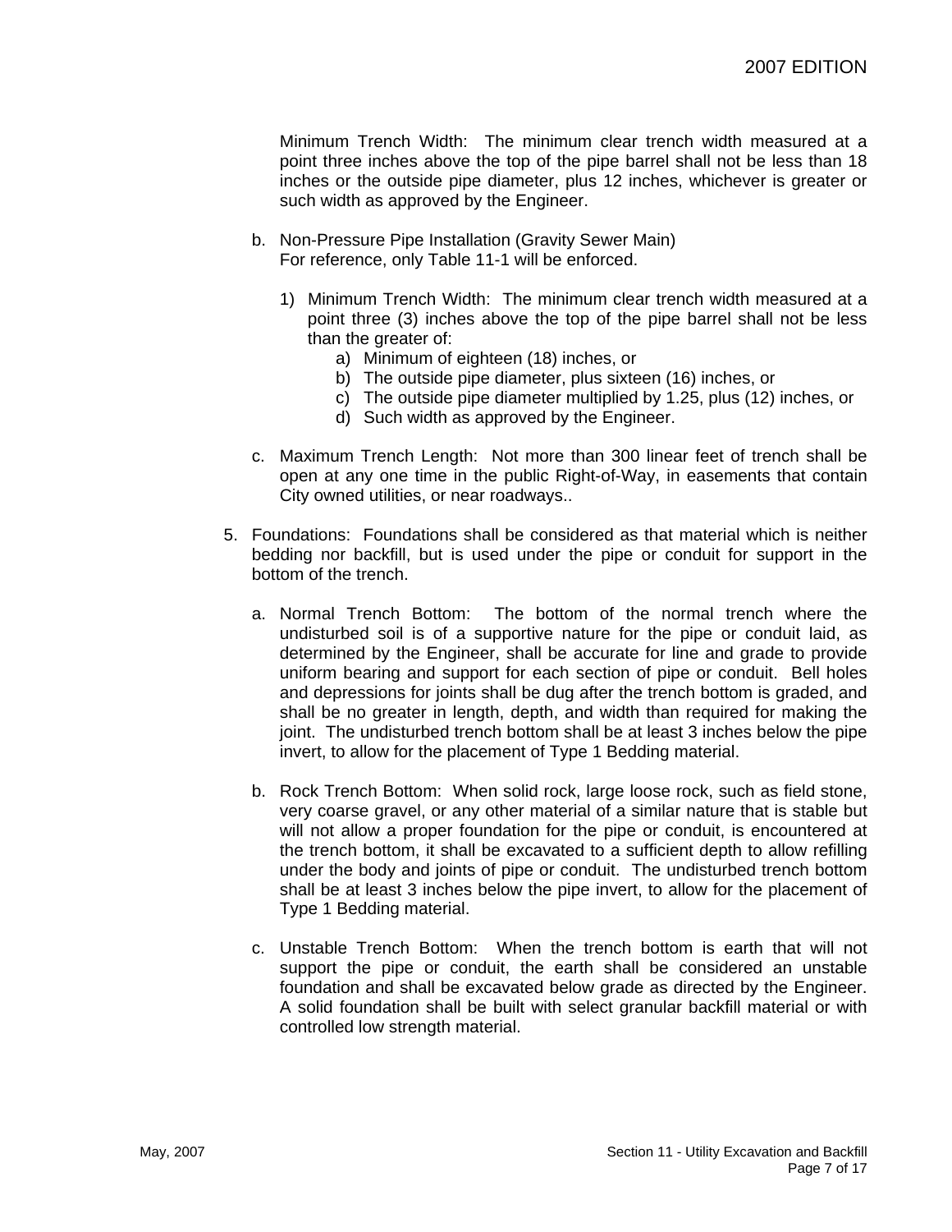Minimum Trench Width: The minimum clear trench width measured at a point three inches above the top of the pipe barrel shall not be less than 18 inches or the outside pipe diameter, plus 12 inches, whichever is greater or such width as approved by the Engineer.

b. Non-Pressure Pipe Installation (Gravity Sewer Main)
For reference, only Table 11-1 will be enforced.

1) Minimum Trench Width: The minimum clear trench width measured at a point three (3) inches above the top of the pipe barrel shall not be less than the greater of:
    a) Minimum of eighteen (18) inches, or
    b) The outside pipe diameter, plus sixteen (16) inches, or
    c) The outside pipe diameter multiplied by 1.25, plus (12) inches, or
    d) Such width as approved by the Engineer.

c. Maximum Trench Length: Not more than 300 linear feet of trench shall be open at any one time in the public Right-of-Way, in easements that contain City owned utilities, or near roadways..

5. Foundations: Foundations shall be considered as that material which is neither bedding nor backfill, but is used under the pipe or conduit for support in the bottom of the trench.

a. Normal Trench Bottom: The bottom of the normal trench where the undisturbed soil is of a supportive nature for the pipe or conduit laid, as determined by the Engineer, shall be accurate for line and grade to provide uniform bearing and support for each section of pipe or conduit. Bell holes and depressions for joints shall be dug after the trench bottom is graded, and shall be no greater in length, depth, and width than required for making the joint. The undisturbed trench bottom shall be at least 3 inches below the pipe invert, to allow for the placement of Type 1 Bedding material.

b. Rock Trench Bottom: When solid rock, large loose rock, such as field stone, very coarse gravel, or any other material of a similar nature that is stable but will not allow a proper foundation for the pipe or conduit, is encountered at the trench bottom, it shall be excavated to a sufficient depth to allow refilling under the body and joints of pipe or conduit. The undisturbed trench bottom shall be at least 3 inches below the pipe invert, to allow for the placement of Type 1 Bedding material.

c. Unstable Trench Bottom: When the trench bottom is earth that will not support the pipe or conduit, the earth shall be considered an unstable foundation and shall be excavated below grade as directed by the Engineer. A solid foundation shall be built with select granular backfill material or with controlled low strength material.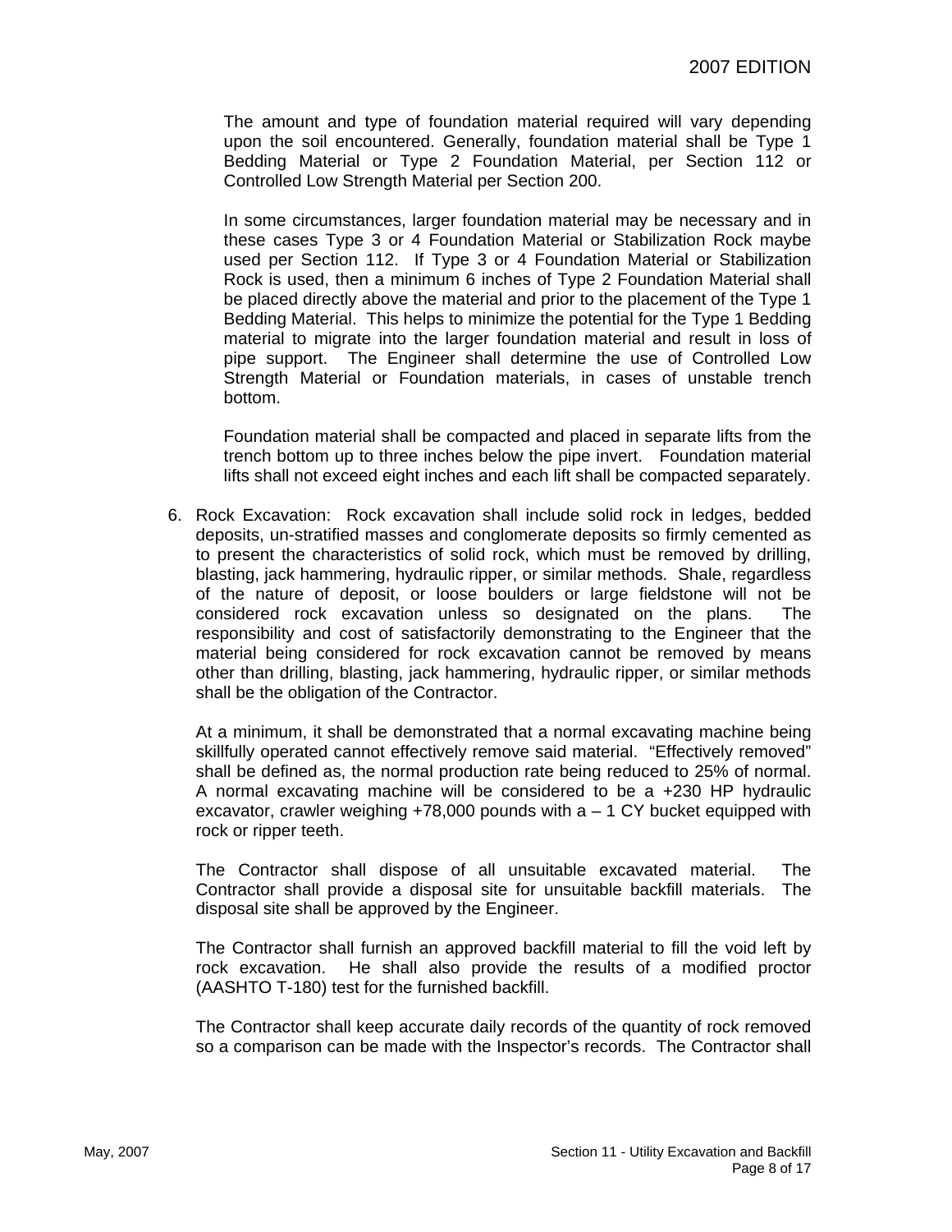The amount and type of foundation material required will vary depending upon the soil encountered. Generally, foundation material shall be Type 1 Bedding Material or Type 2 Foundation Material, per Section 112 or Controlled Low Strength Material per Section 200.

In some circumstances, larger foundation material may be necessary and in these cases Type 3 or 4 Foundation Material or Stabilization Rock maybe used per Section 112. If Type 3 or 4 Foundation Material or Stabilization Rock is used, then a minimum 6 inches of Type 2 Foundation Material shall be placed directly above the material and prior to the placement of the Type 1 Bedding Material. This helps to minimize the potential for the Type 1 Bedding material to migrate into the larger foundation material and result in loss of pipe support. The Engineer shall determine the use of Controlled Low Strength Material or Foundation materials, in cases of unstable trench bottom.

Foundation material shall be compacted and placed in separate lifts from the trench bottom up to three inches below the pipe invert. Foundation material lifts shall not exceed eight inches and each lift shall be compacted separately.

6. Rock Excavation: Rock excavation shall include solid rock in ledges, bedded deposits, un-stratified masses and conglomerate deposits so firmly cemented as to present the characteristics of solid rock, which must be removed by drilling, blasting, jack hammering, hydraulic ripper, or similar methods. Shale, regardless of the nature of deposit, or loose boulders or large fieldstone will not be considered rock excavation unless so designated on the plans. The responsibility and cost of satisfactorily demonstrating to the Engineer that the material being considered for rock excavation cannot be removed by means other than drilling, blasting, jack hammering, hydraulic ripper, or similar methods shall be the obligation of the Contractor.

   At a minimum, it shall be demonstrated that a normal excavating machine being skillfully operated cannot effectively remove said material. "Effectively removed" shall be defined as, the normal production rate being reduced to 25% of normal. A normal excavating machine will be considered to be a +230 HP hydraulic excavator, crawler weighing +78,000 pounds with a – 1 CY bucket equipped with rock or ripper teeth.

   The Contractor shall dispose of all unsuitable excavated material. The Contractor shall provide a disposal site for unsuitable backfill materials. The disposal site shall be approved by the Engineer.

   The Contractor shall furnish an approved backfill material to fill the void left by rock excavation. He shall also provide the results of a modified proctor (AASHTO T-180) test for the furnished backfill.

   The Contractor shall keep accurate daily records of the quantity of rock removed so a comparison can be made with the Inspector's records. The Contractor shall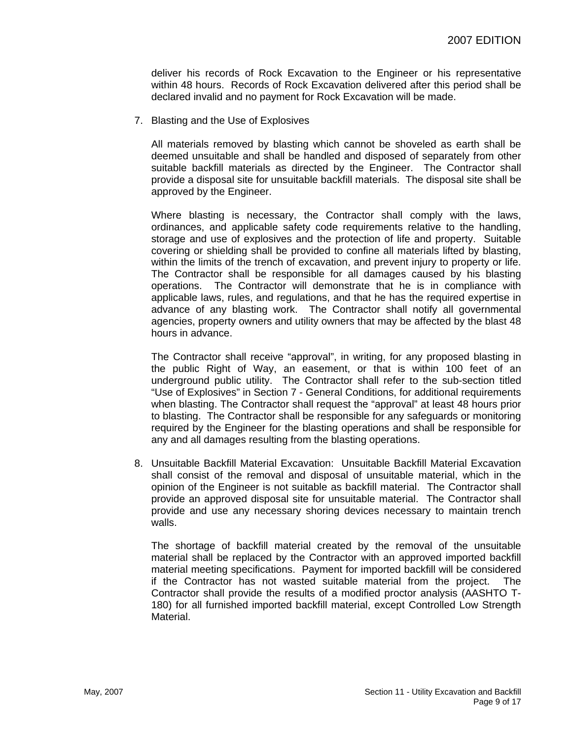deliver his records of Rock Excavation to the Engineer or his representative within 48 hours. Records of Rock Excavation delivered after this period shall be declared invalid and no payment for Rock Excavation will be made.

7. Blasting and the Use of Explosives

   All materials removed by blasting which cannot be shoveled as earth shall be deemed unsuitable and shall be handled and disposed of separately from other suitable backfill materials as directed by the Engineer. The Contractor shall provide a disposal site for unsuitable backfill materials. The disposal site shall be approved by the Engineer.

   Where blasting is necessary, the Contractor shall comply with the laws, ordinances, and applicable safety code requirements relative to the handling, storage and use of explosives and the protection of life and property. Suitable covering or shielding shall be provided to confine all materials lifted by blasting, within the limits of the trench of excavation, and prevent injury to property or life. The Contractor shall be responsible for all damages caused by his blasting operations. The Contractor will demonstrate that he is in compliance with applicable laws, rules, and regulations, and that he has the required expertise in advance of any blasting work. The Contractor shall notify all governmental agencies, property owners and utility owners that may be affected by the blast 48 hours in advance.

   The Contractor shall receive "approval", in writing, for any proposed blasting in the public Right of Way, an easement, or that is within 100 feet of an underground public utility. The Contractor shall refer to the sub-section titled "Use of Explosives" in Section 7 - General Conditions, for additional requirements when blasting. The Contractor shall request the "approval" at least 48 hours prior to blasting. The Contractor shall be responsible for any safeguards or monitoring required by the Engineer for the blasting operations and shall be responsible for any and all damages resulting from the blasting operations.

8. Unsuitable Backfill Material Excavation: Unsuitable Backfill Material Excavation shall consist of the removal and disposal of unsuitable material, which in the opinion of the Engineer is not suitable as backfill material. The Contractor shall provide an approved disposal site for unsuitable material. The Contractor shall provide and use any necessary shoring devices necessary to maintain trench walls.

   The shortage of backfill material created by the removal of the unsuitable material shall be replaced by the Contractor with an approved imported backfill material meeting specifications. Payment for imported backfill will be considered if the Contractor has not wasted suitable material from the project. The Contractor shall provide the results of a modified proctor analysis (AASHTO T-180) for all furnished imported backfill material, except Controlled Low Strength Material.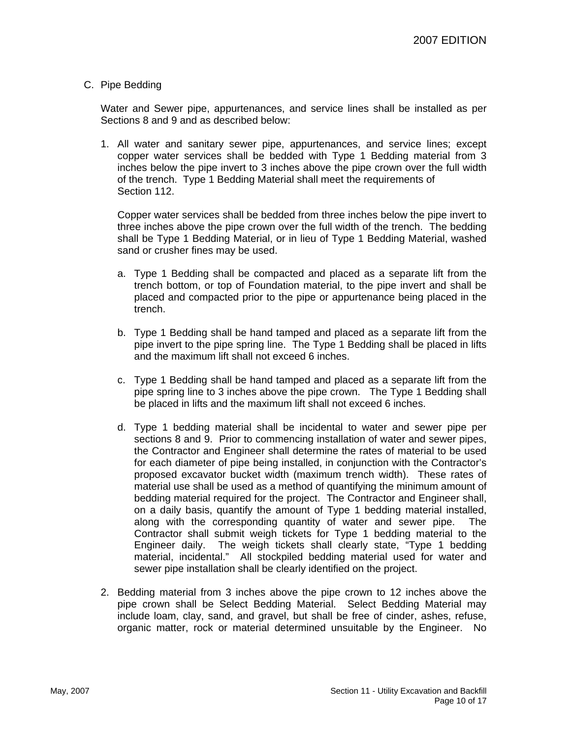C. Pipe Bedding

Water and Sewer pipe, appurtenances, and service lines shall be installed as per Sections 8 and 9 and as described below:

1. All water and sanitary sewer pipe, appurtenances, and service lines; except copper water services shall be bedded with Type 1 Bedding material from 3 inches below the pipe invert to 3 inches above the pipe crown over the full width of the trench. Type 1 Bedding Material shall meet the requirements of Section 112.

   Copper water services shall be bedded from three inches below the pipe invert to three inches above the pipe crown over the full width of the trench. The bedding shall be Type 1 Bedding Material, or in lieu of Type 1 Bedding Material, washed sand or crusher fines may be used.

   a. Type 1 Bedding shall be compacted and placed as a separate lift from the trench bottom, or top of Foundation material, to the pipe invert and shall be placed and compacted prior to the pipe or appurtenance being placed in the trench.

   b. Type 1 Bedding shall be hand tamped and placed as a separate lift from the pipe invert to the pipe spring line. The Type 1 Bedding shall be placed in lifts and the maximum lift shall not exceed 6 inches.

   c. Type 1 Bedding shall be hand tamped and placed as a separate lift from the pipe spring line to 3 inches above the pipe crown. The Type 1 Bedding shall be placed in lifts and the maximum lift shall not exceed 6 inches.

   d. Type 1 bedding material shall be incidental to water and sewer pipe per sections 8 and 9. Prior to commencing installation of water and sewer pipes, the Contractor and Engineer shall determine the rates of material to be used for each diameter of pipe being installed, in conjunction with the Contractor's proposed excavator bucket width (maximum trench width). These rates of material use shall be used as a method of quantifying the minimum amount of bedding material required for the project. The Contractor and Engineer shall, on a daily basis, quantify the amount of Type 1 bedding material installed, along with the corresponding quantity of water and sewer pipe. The Contractor shall submit weigh tickets for Type 1 bedding material to the Engineer daily. The weigh tickets shall clearly state, "Type 1 bedding material, incidental." All stockpiled bedding material used for water and sewer pipe installation shall be clearly identified on the project.

2. Bedding material from 3 inches above the pipe crown to 12 inches above the pipe crown shall be Select Bedding Material. Select Bedding Material may include loam, clay, sand, and gravel, but shall be free of cinder, ashes, refuse, organic matter, rock or material determined unsuitable by the Engineer. No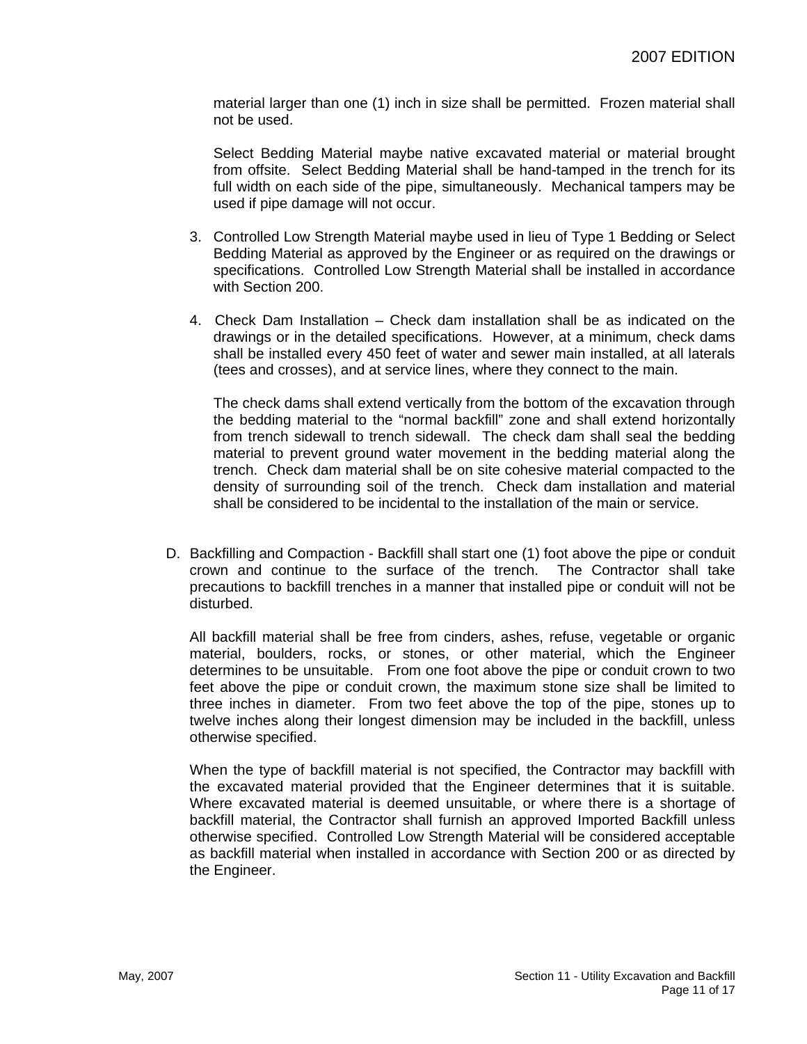material larger than one (1) inch in size shall be permitted. Frozen material shall not be used.

Select Bedding Material maybe native excavated material or material brought from offsite. Select Bedding Material shall be hand-tamped in the trench for its full width on each side of the pipe, simultaneously. Mechanical tampers may be used if pipe damage will not occur.

3. Controlled Low Strength Material maybe used in lieu of Type 1 Bedding or Select Bedding Material as approved by the Engineer or as required on the drawings or specifications. Controlled Low Strength Material shall be installed in accordance with Section 200.

4. Check Dam Installation – Check dam installation shall be as indicated on the drawings or in the detailed specifications. However, at a minimum, check dams shall be installed every 450 feet of water and sewer main installed, at all laterals (tees and crosses), and at service lines, where they connect to the main.

   The check dams shall extend vertically from the bottom of the excavation through the bedding material to the "normal backfill" zone and shall extend horizontally from trench sidewall to trench sidewall. The check dam shall seal the bedding material to prevent ground water movement in the bedding material along the trench. Check dam material shall be on site cohesive material compacted to the density of surrounding soil of the trench. Check dam installation and material shall be considered to be incidental to the installation of the main or service.

D. Backfilling and Compaction - Backfill shall start one (1) foot above the pipe or conduit crown and continue to the surface of the trench. The Contractor shall take precautions to backfill trenches in a manner that installed pipe or conduit will not be disturbed.

   All backfill material shall be free from cinders, ashes, refuse, vegetable or organic material, boulders, rocks, or stones, or other material, which the Engineer determines to be unsuitable. From one foot above the pipe or conduit crown to two feet above the pipe or conduit crown, the maximum stone size shall be limited to three inches in diameter. From two feet above the top of the pipe, stones up to twelve inches along their longest dimension may be included in the backfill, unless otherwise specified.

   When the type of backfill material is not specified, the Contractor may backfill with the excavated material provided that the Engineer determines that it is suitable. Where excavated material is deemed unsuitable, or where there is a shortage of backfill material, the Contractor shall furnish an approved Imported Backfill unless otherwise specified. Controlled Low Strength Material will be considered acceptable as backfill material when installed in accordance with Section 200 or as directed by the Engineer.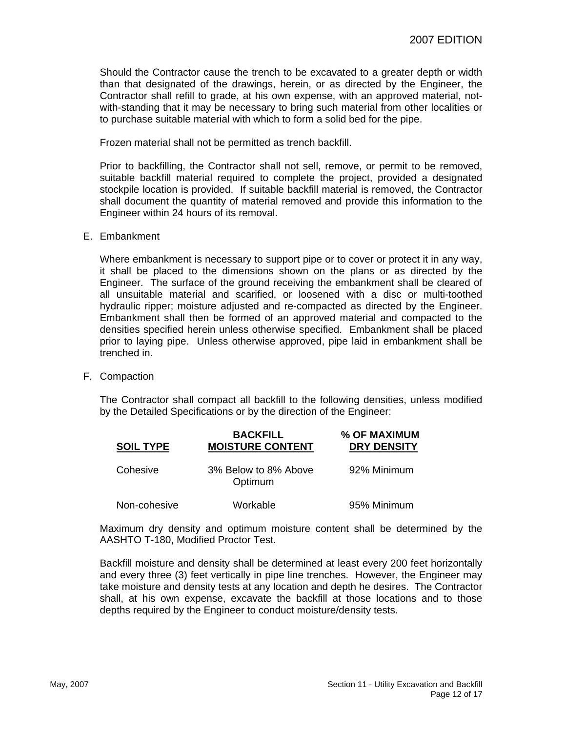Should the Contractor cause the trench to be excavated to a greater depth or width than that designated of the drawings, herein, or as directed by the Engineer, the Contractor shall refill to grade, at his own expense, with an approved material, not-with-standing that it may be necessary to bring such material from other localities or to purchase suitable material with which to form a solid bed for the pipe.

Frozen material shall not be permitted as trench backfill.

Prior to backfilling, the Contractor shall not sell, remove, or permit to be removed, suitable backfill material required to complete the project, provided a designated stockpile location is provided. If suitable backfill material is removed, the Contractor shall document the quantity of material removed and provide this information to the Engineer within 24 hours of its removal.

E. Embankment

Where embankment is necessary to support pipe or to cover or protect it in any way, it shall be placed to the dimensions shown on the plans or as directed by the Engineer. The surface of the ground receiving the embankment shall be cleared of all unsuitable material and scarified, or loosened with a disc or multi-toothed hydraulic ripper; moisture adjusted and re-compacted as directed by the Engineer. Embankment shall then be formed of an approved material and compacted to the densities specified herein unless otherwise specified. Embankment shall be placed prior to laying pipe. Unless otherwise approved, pipe laid in embankment shall be trenched in.

F. Compaction

The Contractor shall compact all backfill to the following densities, unless modified by the Detailed Specifications or by the direction of the Engineer:

| SOIL TYPE | BACKFILL MOISTURE CONTENT | % OF MAXIMUM DRY DENSITY |
|---|---|---|
| Cohesive | 3% Below to 8% Above Optimum | 92% Minimum |
| Non-cohesive | Workable | 95% Minimum |

Maximum dry density and optimum moisture content shall be determined by the AASHTO T-180, Modified Proctor Test.

Backfill moisture and density shall be determined at least every 200 feet horizontally and every three (3) feet vertically in pipe line trenches. However, the Engineer may take moisture and density tests at any location and depth he desires. The Contractor shall, at his own expense, excavate the backfill at those locations and to those depths required by the Engineer to conduct moisture/density tests.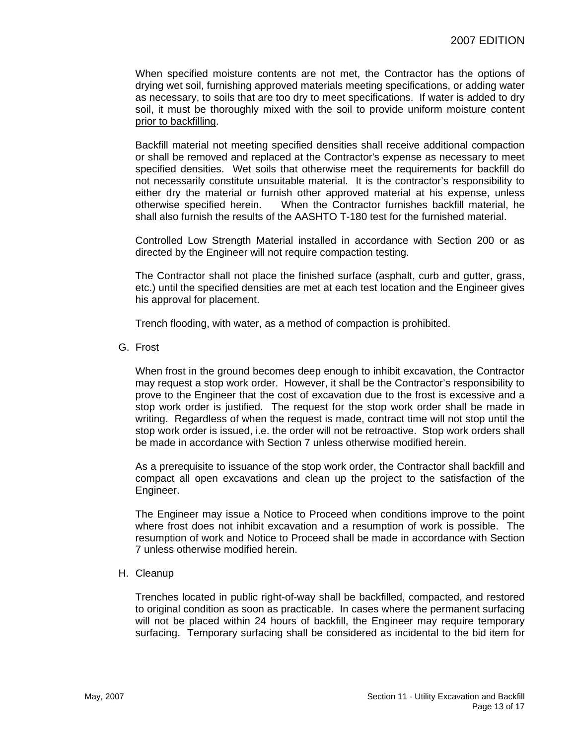When specified moisture contents are not met, the Contractor has the options of drying wet soil, furnishing approved materials meeting specifications, or adding water as necessary, to soils that are too dry to meet specifications. If water is added to dry soil, it must be thoroughly mixed with the soil to provide uniform moisture content <u>prior to backfilling</u>.

Backfill material not meeting specified densities shall receive additional compaction or shall be removed and replaced at the Contractor's expense as necessary to meet specified densities. Wet soils that otherwise meet the requirements for backfill do not necessarily constitute unsuitable material. It is the contractor's responsibility to either dry the material or furnish other approved material at his expense, unless otherwise specified herein. When the Contractor furnishes backfill material, he shall also furnish the results of the AASHTO T-180 test for the furnished material.

Controlled Low Strength Material installed in accordance with Section 200 or as directed by the Engineer will not require compaction testing.

The Contractor shall not place the finished surface (asphalt, curb and gutter, grass, etc.) until the specified densities are met at each test location and the Engineer gives his approval for placement.

Trench flooding, with water, as a method of compaction is prohibited.

G. Frost

When frost in the ground becomes deep enough to inhibit excavation, the Contractor may request a stop work order. However, it shall be the Contractor's responsibility to prove to the Engineer that the cost of excavation due to the frost is excessive and a stop work order is justified. The request for the stop work order shall be made in writing. Regardless of when the request is made, contract time will not stop until the stop work order is issued, i.e. the order will not be retroactive. Stop work orders shall be made in accordance with Section 7 unless otherwise modified herein.

As a prerequisite to issuance of the stop work order, the Contractor shall backfill and compact all open excavations and clean up the project to the satisfaction of the Engineer.

The Engineer may issue a Notice to Proceed when conditions improve to the point where frost does not inhibit excavation and a resumption of work is possible. The resumption of work and Notice to Proceed shall be made in accordance with Section 7 unless otherwise modified herein.

H. Cleanup

Trenches located in public right-of-way shall be backfilled, compacted, and restored to original condition as soon as practicable. In cases where the permanent surfacing will not be placed within 24 hours of backfill, the Engineer may require temporary surfacing. Temporary surfacing shall be considered as incidental to the bid item for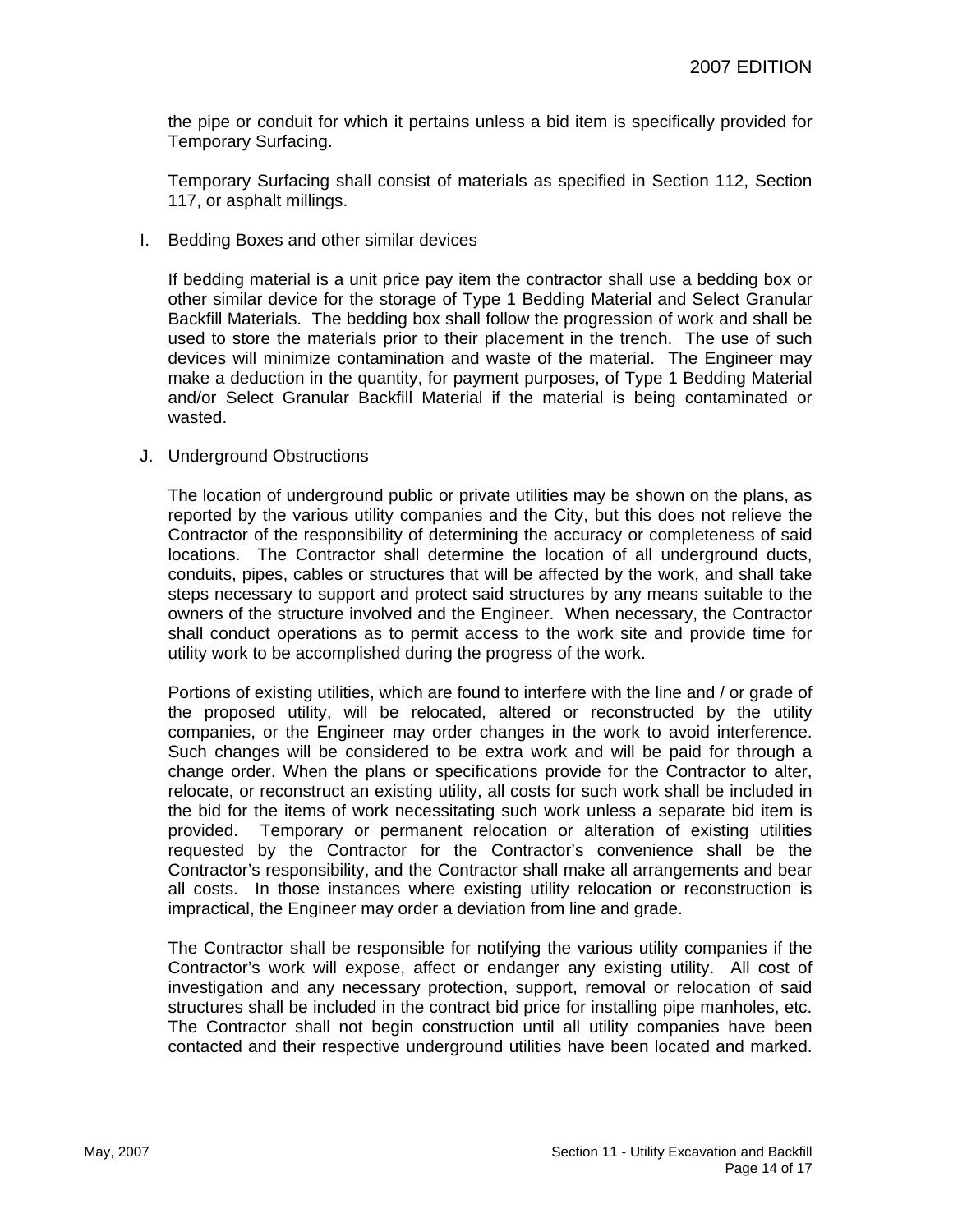the pipe or conduit for which it pertains unless a bid item is specifically provided for Temporary Surfacing.

Temporary Surfacing shall consist of materials as specified in Section 112, Section 117, or asphalt millings.

I. Bedding Boxes and other similar devices

If bedding material is a unit price pay item the contractor shall use a bedding box or other similar device for the storage of Type 1 Bedding Material and Select Granular Backfill Materials. The bedding box shall follow the progression of work and shall be used to store the materials prior to their placement in the trench. The use of such devices will minimize contamination and waste of the material. The Engineer may make a deduction in the quantity, for payment purposes, of Type 1 Bedding Material and/or Select Granular Backfill Material if the material is being contaminated or wasted.

J. Underground Obstructions

The location of underground public or private utilities may be shown on the plans, as reported by the various utility companies and the City, but this does not relieve the Contractor of the responsibility of determining the accuracy or completeness of said locations. The Contractor shall determine the location of all underground ducts, conduits, pipes, cables or structures that will be affected by the work, and shall take steps necessary to support and protect said structures by any means suitable to the owners of the structure involved and the Engineer. When necessary, the Contractor shall conduct operations as to permit access to the work site and provide time for utility work to be accomplished during the progress of the work.

Portions of existing utilities, which are found to interfere with the line and / or grade of the proposed utility, will be relocated, altered or reconstructed by the utility companies, or the Engineer may order changes in the work to avoid interference. Such changes will be considered to be extra work and will be paid for through a change order. When the plans or specifications provide for the Contractor to alter, relocate, or reconstruct an existing utility, all costs for such work shall be included in the bid for the items of work necessitating such work unless a separate bid item is provided. Temporary or permanent relocation or alteration of existing utilities requested by the Contractor for the Contractor's convenience shall be the Contractor's responsibility, and the Contractor shall make all arrangements and bear all costs. In those instances where existing utility relocation or reconstruction is impractical, the Engineer may order a deviation from line and grade.

The Contractor shall be responsible for notifying the various utility companies if the Contractor's work will expose, affect or endanger any existing utility. All cost of investigation and any necessary protection, support, removal or relocation of said structures shall be included in the contract bid price for installing pipe manholes, etc. The Contractor shall not begin construction until all utility companies have been contacted and their respective underground utilities have been located and marked.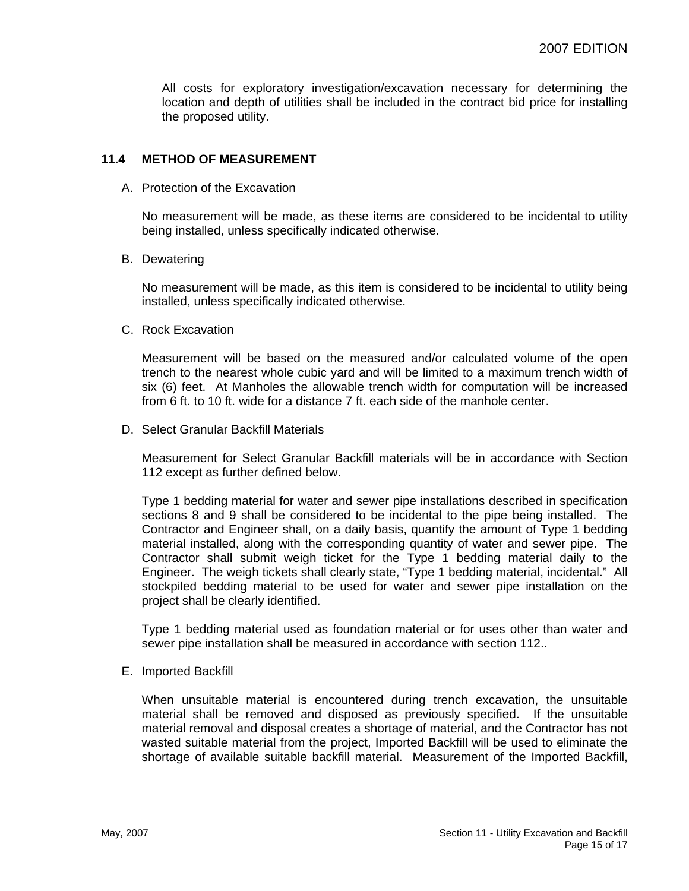All costs for exploratory investigation/excavation necessary for determining the location and depth of utilities shall be included in the contract bid price for installing the proposed utility.

## 11.4 METHOD OF MEASUREMENT

A. Protection of the Excavation

No measurement will be made, as these items are considered to be incidental to utility being installed, unless specifically indicated otherwise.

B. Dewatering

No measurement will be made, as this item is considered to be incidental to utility being installed, unless specifically indicated otherwise.

C. Rock Excavation

Measurement will be based on the measured and/or calculated volume of the open trench to the nearest whole cubic yard and will be limited to a maximum trench width of six (6) feet. At Manholes the allowable trench width for computation will be increased from 6 ft. to 10 ft. wide for a distance 7 ft. each side of the manhole center.

D. Select Granular Backfill Materials

Measurement for Select Granular Backfill materials will be in accordance with Section 112 except as further defined below.

Type 1 bedding material for water and sewer pipe installations described in specification sections 8 and 9 shall be considered to be incidental to the pipe being installed. The Contractor and Engineer shall, on a daily basis, quantify the amount of Type 1 bedding material installed, along with the corresponding quantity of water and sewer pipe. The Contractor shall submit weigh ticket for the Type 1 bedding material daily to the Engineer. The weigh tickets shall clearly state, "Type 1 bedding material, incidental." All stockpiled bedding material to be used for water and sewer pipe installation on the project shall be clearly identified.

Type 1 bedding material used as foundation material or for uses other than water and sewer pipe installation shall be measured in accordance with section 112..

E. Imported Backfill

When unsuitable material is encountered during trench excavation, the unsuitable material shall be removed and disposed as previously specified. If the unsuitable material removal and disposal creates a shortage of material, and the Contractor has not wasted suitable material from the project, Imported Backfill will be used to eliminate the shortage of available suitable backfill material. Measurement of the Imported Backfill,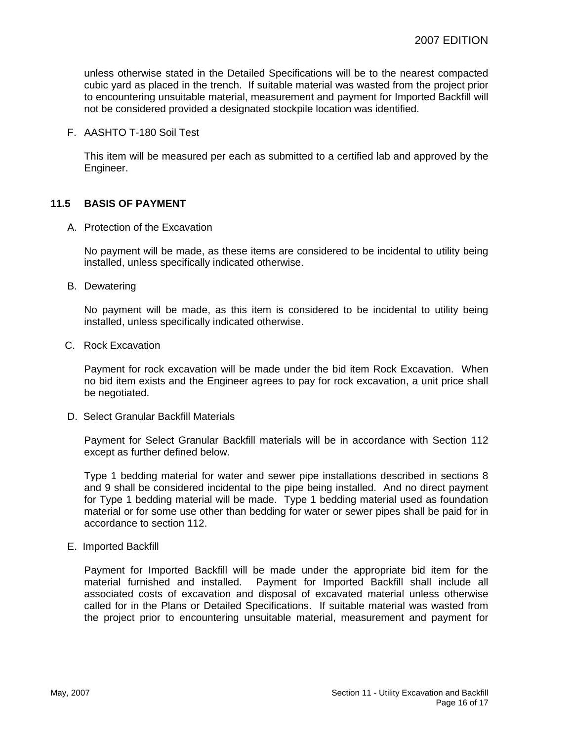unless otherwise stated in the Detailed Specifications will be to the nearest compacted cubic yard as placed in the trench. If suitable material was wasted from the project prior to encountering unsuitable material, measurement and payment for Imported Backfill will not be considered provided a designated stockpile location was identified.

F. AASHTO T-180 Soil Test

This item will be measured per each as submitted to a certified lab and approved by the Engineer.

## 11.5 BASIS OF PAYMENT

A. Protection of the Excavation

No payment will be made, as these items are considered to be incidental to utility being installed, unless specifically indicated otherwise.

B. Dewatering

No payment will be made, as this item is considered to be incidental to utility being installed, unless specifically indicated otherwise.

C. Rock Excavation

Payment for rock excavation will be made under the bid item Rock Excavation. When no bid item exists and the Engineer agrees to pay for rock excavation, a unit price shall be negotiated.

D. Select Granular Backfill Materials

Payment for Select Granular Backfill materials will be in accordance with Section 112 except as further defined below.

Type 1 bedding material for water and sewer pipe installations described in sections 8 and 9 shall be considered incidental to the pipe being installed. And no direct payment for Type 1 bedding material will be made. Type 1 bedding material used as foundation material or for some use other than bedding for water or sewer pipes shall be paid for in accordance to section 112.

E. Imported Backfill

Payment for Imported Backfill will be made under the appropriate bid item for the material furnished and installed. Payment for Imported Backfill shall include all associated costs of excavation and disposal of excavated material unless otherwise called for in the Plans or Detailed Specifications. If suitable material was wasted from the project prior to encountering unsuitable material, measurement and payment for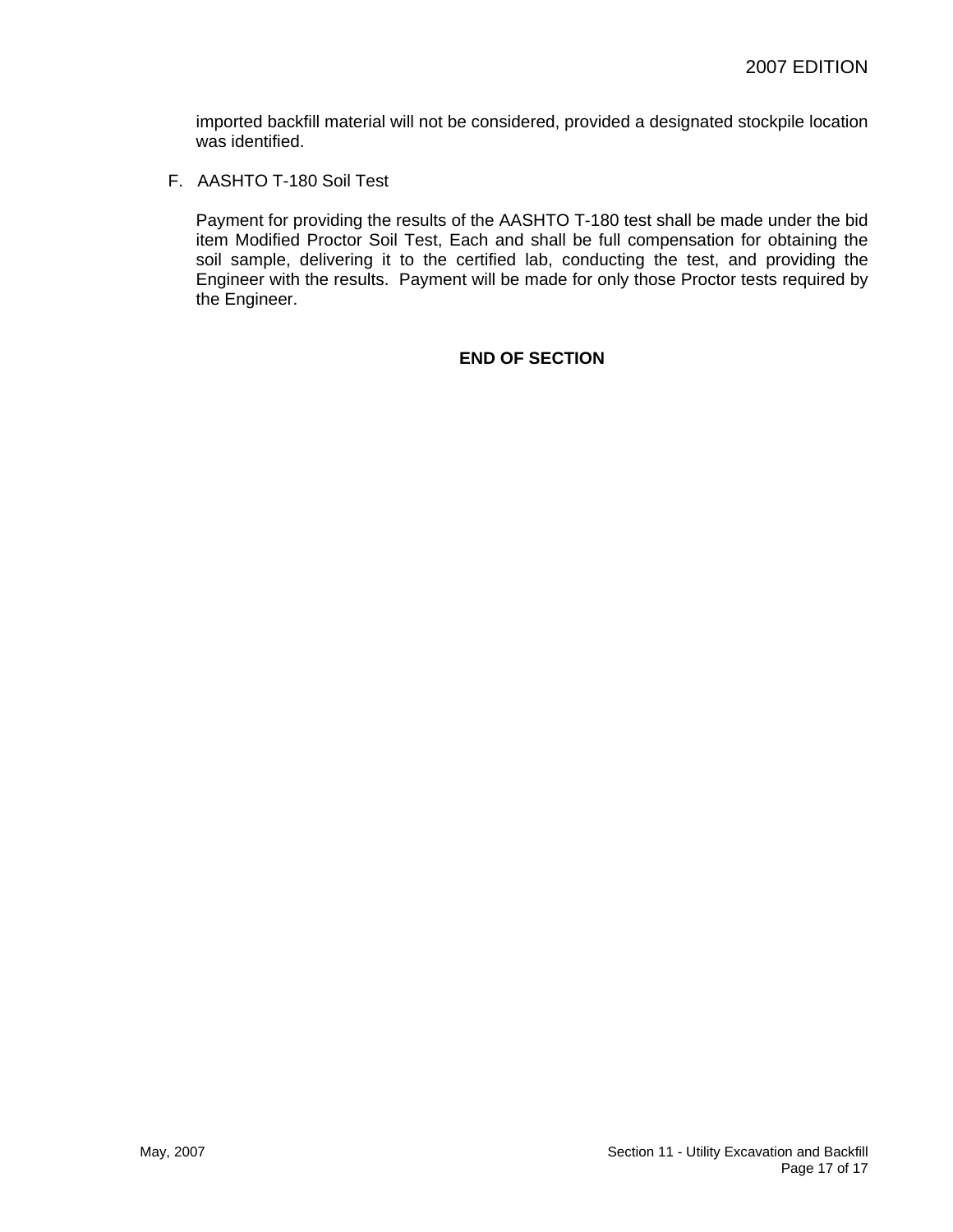imported backfill material will not be considered, provided a designated stockpile location was identified.

F. AASHTO T-180 Soil Test

Payment for providing the results of the AASHTO T-180 test shall be made under the bid item Modified Proctor Soil Test, Each and shall be full compensation for obtaining the soil sample, delivering it to the certified lab, conducting the test, and providing the Engineer with the results. Payment will be made for only those Proctor tests required by the Engineer.

**END OF SECTION**